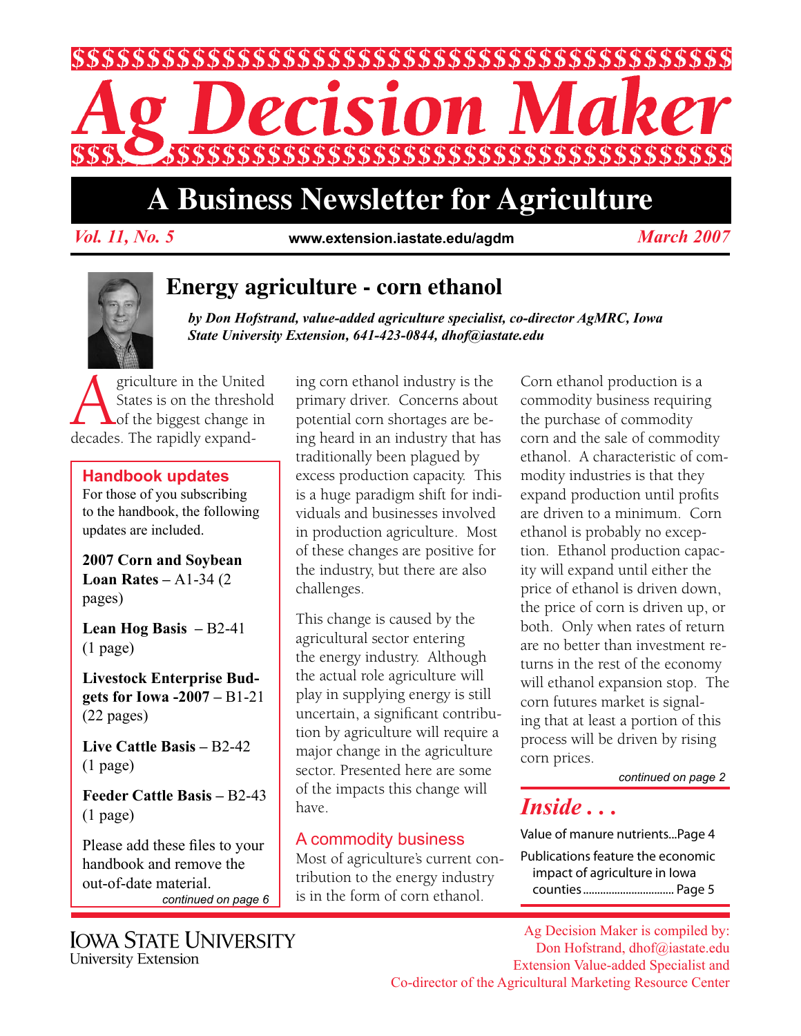# Ag Decision Maker

## A Business Newsletter for Agriculture

*Vol. 11, No. 5* www.extension.iastate.edu/agdm *March 2007*

## Energy agriculture - corn ethanol

***by Don Hofstrand, value-added agriculture specialist, co-director AgMRC, Iowa State University Extension, 641-423-0844, dhof@iastate.edu***

Agriculture in the United States is on the threshold of the biggest change in decades. The rapidly expanding corn ethanol industry is the primary driver. Concerns about potential corn shortages are being heard in an industry that has traditionally been plagued by excess production capacity. This is a huge paradigm shift for individuals and businesses involved in production agriculture. Most of these changes are positive for the industry, but there are also challenges.

This change is caused by the agricultural sector entering the energy industry. Although the actual role agriculture will play in supplying energy is still uncertain, a significant contribution by agriculture will require a major change in the agriculture sector. Presented here are some of the impacts this change will have.

### A commodity business

Most of agriculture's current contribution to the energy industry is in the form of corn ethanol.

Corn ethanol production is a commodity business requiring the purchase of commodity corn and the sale of commodity ethanol. A characteristic of commodity industries is that they expand production until profits are driven to a minimum. Corn ethanol is probably no exception. Ethanol production capacity will expand until either the price of ethanol is driven down, the price of corn is driven up, or both. Only when rates of return are no better than investment returns in the rest of the economy will ethanol expansion stop. The corn futures market is signaling that at least a portion of this process will be driven by rising corn prices.

*continued on page 2*

### Handbook updates

For those of you subscribing to the handbook, the following updates are included.

**2007 Corn and Soybean Loan Rates** – A1-34 (2 pages)

**Lean Hog Basis** – B2-41 (1 page)

**Livestock Enterprise Budgets for Iowa -2007** – B1-21 (22 pages)

**Live Cattle Basis** – B2-42 (1 page)

**Feeder Cattle Basis** – B2-43 (1 page)

Please add these files to your handbook and remove the out-of-date material.

*continued on page 6*

### *Inside . . .*

Value of manure nutrients...Page 4

Publications feature the economic impact of agriculture in Iowa counties ................................ Page 5

IOWA STATE UNIVERSITY
University Extension

Ag Decision Maker is compiled by:
Don Hofstrand, dhof@iastate.edu
Extension Value-added Specialist and
Co-director of the Agricultural Marketing Resource Center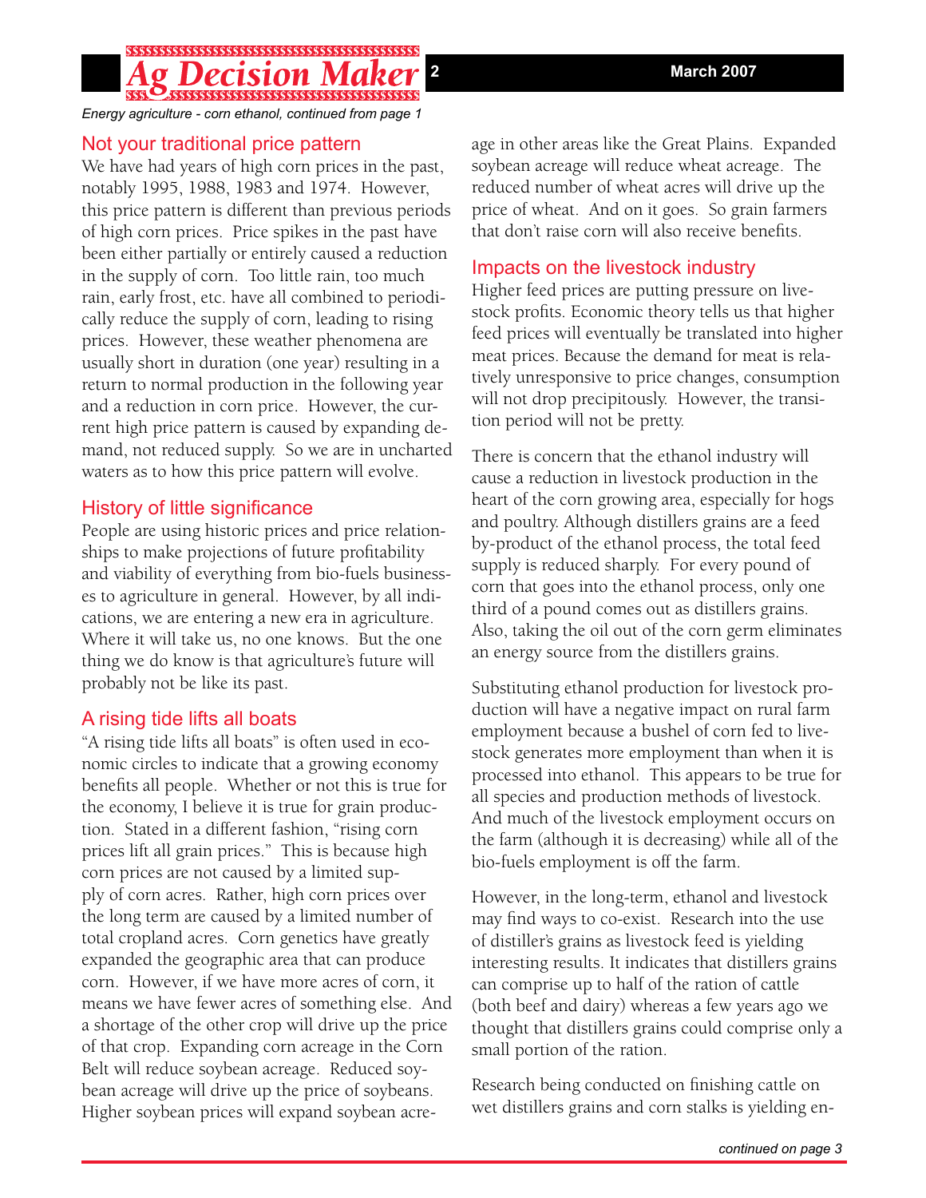*Energy agriculture - corn ethanol, continued from page 1*

## Not your traditional price pattern

We have had years of high corn prices in the past, notably 1995, 1988, 1983 and 1974. However, this price pattern is different than previous periods of high corn prices. Price spikes in the past have been either partially or entirely caused a reduction in the supply of corn. Too little rain, too much rain, early frost, etc. have all combined to periodically reduce the supply of corn, leading to rising prices. However, these weather phenomena are usually short in duration (one year) resulting in a return to normal production in the following year and a reduction in corn price. However, the current high price pattern is caused by expanding demand, not reduced supply. So we are in uncharted waters as to how this price pattern will evolve.

## History of little significance

People are using historic prices and price relationships to make projections of future profitability and viability of everything from bio-fuels businesses to agriculture in general. However, by all indications, we are entering a new era in agriculture. Where it will take us, no one knows. But the one thing we do know is that agriculture's future will probably not be like its past.

## A rising tide lifts all boats

"A rising tide lifts all boats" is often used in economic circles to indicate that a growing economy benefits all people. Whether or not this is true for the economy, I believe it is true for grain production. Stated in a different fashion, "rising corn prices lift all grain prices." This is because high corn prices are not caused by a limited supply of corn acres. Rather, high corn prices over the long term are caused by a limited number of total cropland acres. Corn genetics have greatly expanded the geographic area that can produce corn. However, if we have more acres of corn, it means we have fewer acres of something else. And a shortage of the other crop will drive up the price of that crop. Expanding corn acreage in the Corn Belt will reduce soybean acreage. Reduced soybean acreage will drive up the price of soybeans. Higher soybean prices will expand soybean acreage in other areas like the Great Plains. Expanded soybean acreage will reduce wheat acreage. The reduced number of wheat acres will drive up the price of wheat. And on it goes. So grain farmers that don't raise corn will also receive benefits.

## Impacts on the livestock industry

Higher feed prices are putting pressure on livestock profits. Economic theory tells us that higher feed prices will eventually be translated into higher meat prices. Because the demand for meat is relatively unresponsive to price changes, consumption will not drop precipitously. However, the transition period will not be pretty.

There is concern that the ethanol industry will cause a reduction in livestock production in the heart of the corn growing area, especially for hogs and poultry. Although distillers grains are a feed by-product of the ethanol process, the total feed supply is reduced sharply. For every pound of corn that goes into the ethanol process, only one third of a pound comes out as distillers grains. Also, taking the oil out of the corn germ eliminates an energy source from the distillers grains.

Substituting ethanol production for livestock production will have a negative impact on rural farm employment because a bushel of corn fed to livestock generates more employment than when it is processed into ethanol. This appears to be true for all species and production methods of livestock. And much of the livestock employment occurs on the farm (although it is decreasing) while all of the bio-fuels employment is off the farm.

However, in the long-term, ethanol and livestock may find ways to co-exist. Research into the use of distiller's grains as livestock feed is yielding interesting results. It indicates that distillers grains can comprise up to half of the ration of cattle (both beef and dairy) whereas a few years ago we thought that distillers grains could comprise only a small portion of the ration.

Research being conducted on finishing cattle on wet distillers grains and corn stalks is yielding en-

*continued on page 3*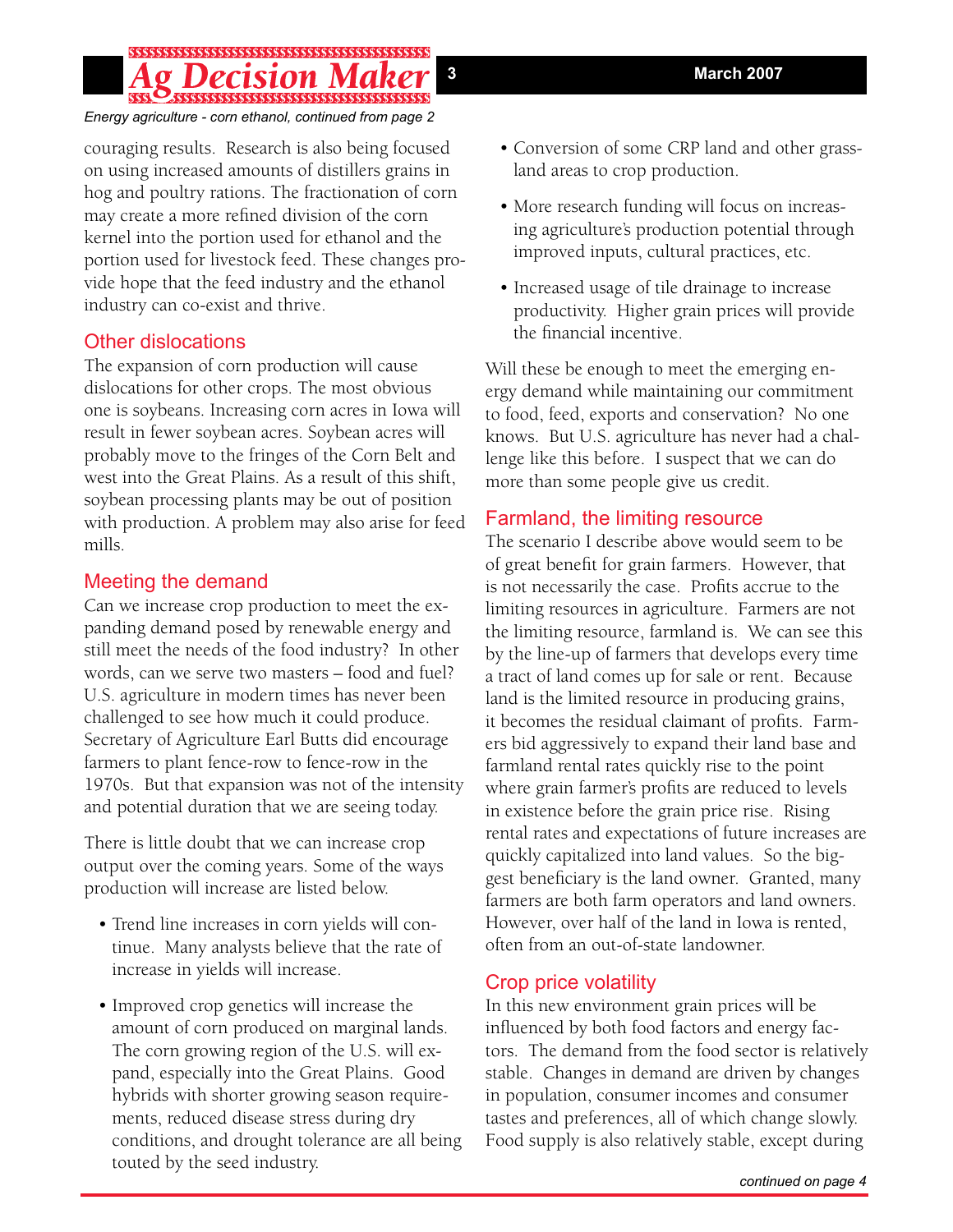*Energy agriculture - corn ethanol, continued from page 2*

couraging results. Research is also being focused on using increased amounts of distillers grains in hog and poultry rations. The fractionation of corn may create a more refined division of the corn kernel into the portion used for ethanol and the portion used for livestock feed. These changes provide hope that the feed industry and the ethanol industry can co-exist and thrive.

## Other dislocations

The expansion of corn production will cause dislocations for other crops. The most obvious one is soybeans. Increasing corn acres in Iowa will result in fewer soybean acres. Soybean acres will probably move to the fringes of the Corn Belt and west into the Great Plains. As a result of this shift, soybean processing plants may be out of position with production. A problem may also arise for feed mills.

## Meeting the demand

Can we increase crop production to meet the expanding demand posed by renewable energy and still meet the needs of the food industry? In other words, can we serve two masters – food and fuel? U.S. agriculture in modern times has never been challenged to see how much it could produce. Secretary of Agriculture Earl Butts did encourage farmers to plant fence-row to fence-row in the 1970s. But that expansion was not of the intensity and potential duration that we are seeing today.

There is little doubt that we can increase crop output over the coming years. Some of the ways production will increase are listed below.

- Trend line increases in corn yields will continue. Many analysts believe that the rate of increase in yields will increase.
- Improved crop genetics will increase the amount of corn produced on marginal lands. The corn growing region of the U.S. will expand, especially into the Great Plains. Good hybrids with shorter growing season requirements, reduced disease stress during dry conditions, and drought tolerance are all being touted by the seed industry.
- Conversion of some CRP land and other grassland areas to crop production.
- More research funding will focus on increasing agriculture's production potential through improved inputs, cultural practices, etc.
- Increased usage of tile drainage to increase productivity. Higher grain prices will provide the financial incentive.

Will these be enough to meet the emerging energy demand while maintaining our commitment to food, feed, exports and conservation? No one knows. But U.S. agriculture has never had a challenge like this before. I suspect that we can do more than some people give us credit.

## Farmland, the limiting resource

The scenario I describe above would seem to be of great benefit for grain farmers. However, that is not necessarily the case. Profits accrue to the limiting resources in agriculture. Farmers are not the limiting resource, farmland is. We can see this by the line-up of farmers that develops every time a tract of land comes up for sale or rent. Because land is the limited resource in producing grains, it becomes the residual claimant of profits. Farmers bid aggressively to expand their land base and farmland rental rates quickly rise to the point where grain farmer's profits are reduced to levels in existence before the grain price rise. Rising rental rates and expectations of future increases are quickly capitalized into land values. So the biggest beneficiary is the land owner. Granted, many farmers are both farm operators and land owners. However, over half of the land in Iowa is rented, often from an out-of-state landowner.

## Crop price volatility

In this new environment grain prices will be influenced by both food factors and energy factors. The demand from the food sector is relatively stable. Changes in demand are driven by changes in population, consumer incomes and consumer tastes and preferences, all of which change slowly. Food supply is also relatively stable, except during

*continued on page 4*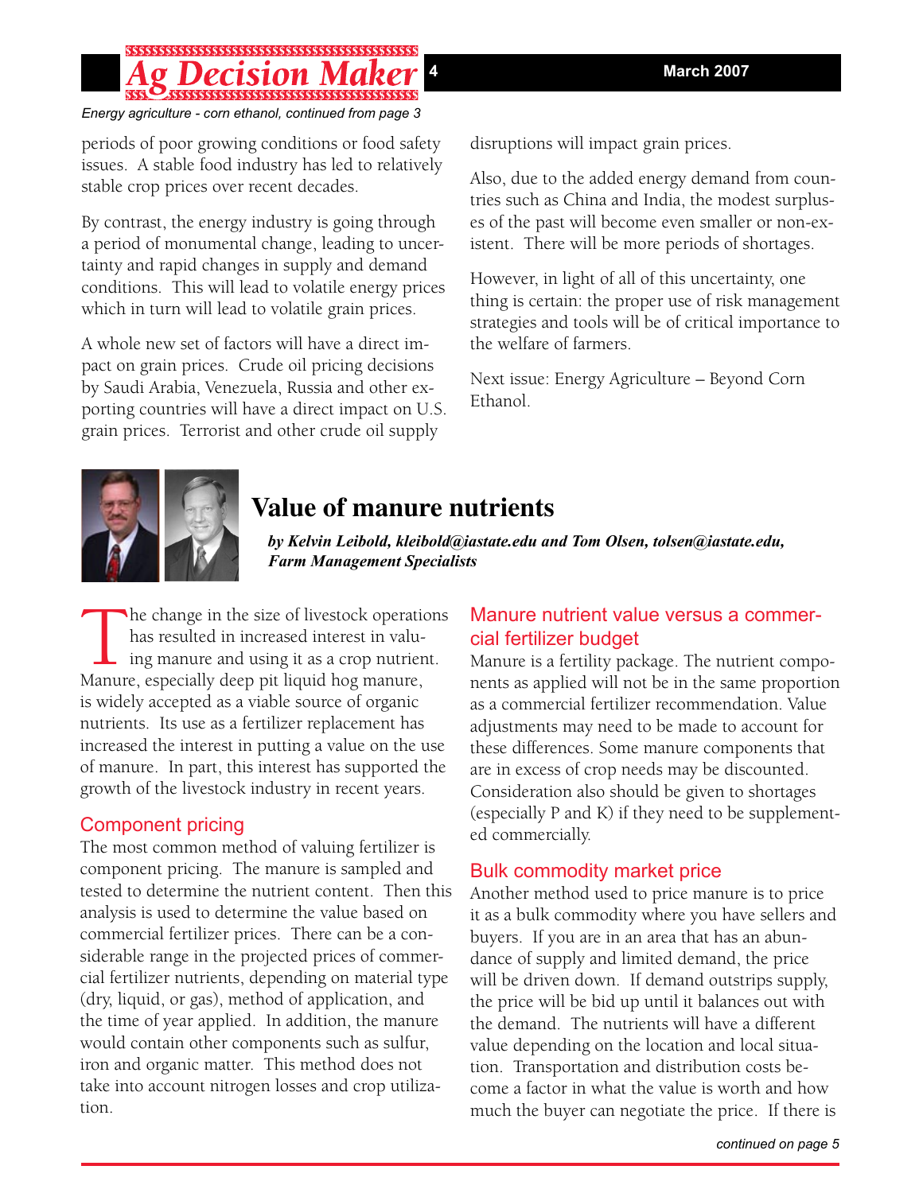*Energy agriculture - corn ethanol, continued from page 3*

periods of poor growing conditions or food safety issues. A stable food industry has led to relatively stable crop prices over recent decades.

By contrast, the energy industry is going through a period of monumental change, leading to uncertainty and rapid changes in supply and demand conditions. This will lead to volatile energy prices which in turn will lead to volatile grain prices.

A whole new set of factors will have a direct impact on grain prices. Crude oil pricing decisions by Saudi Arabia, Venezuela, Russia and other exporting countries will have a direct impact on U.S. grain prices. Terrorist and other crude oil supply disruptions will impact grain prices.

Also, due to the added energy demand from countries such as China and India, the modest surpluses of the past will become even smaller or non-existent. There will be more periods of shortages.

However, in light of all of this uncertainty, one thing is certain: the proper use of risk management strategies and tools will be of critical importance to the welfare of farmers.

Next issue: Energy Agriculture – Beyond Corn Ethanol.

# Value of manure nutrients

***by Kelvin Leibold, kleibold@iastate.edu and Tom Olsen, tolsen@iastate.edu, Farm Management Specialists***

The change in the size of livestock operations has resulted in increased interest in valuing manure and using it as a crop nutrient. Manure, especially deep pit liquid hog manure, is widely accepted as a viable source of organic nutrients. Its use as a fertilizer replacement has increased the interest in putting a value on the use of manure. In part, this interest has supported the growth of the livestock industry in recent years.

## Component pricing

The most common method of valuing fertilizer is component pricing. The manure is sampled and tested to determine the nutrient content. Then this analysis is used to determine the value based on commercial fertilizer prices. There can be a considerable range in the projected prices of commercial fertilizer nutrients, depending on material type (dry, liquid, or gas), method of application, and the time of year applied. In addition, the manure would contain other components such as sulfur, iron and organic matter. This method does not take into account nitrogen losses and crop utilization.

## Manure nutrient value versus a commercial fertilizer budget

Manure is a fertility package. The nutrient components as applied will not be in the same proportion as a commercial fertilizer recommendation. Value adjustments may need to be made to account for these differences. Some manure components that are in excess of crop needs may be discounted. Consideration also should be given to shortages (especially P and K) if they need to be supplemented commercially.

## Bulk commodity market price

Another method used to price manure is to price it as a bulk commodity where you have sellers and buyers. If you are in an area that has an abundance of supply and limited demand, the price will be driven down. If demand outstrips supply, the price will be bid up until it balances out with the demand. The nutrients will have a different value depending on the location and local situation. Transportation and distribution costs become a factor in what the value is worth and how much the buyer can negotiate the price. If there is

*continued on page 5*